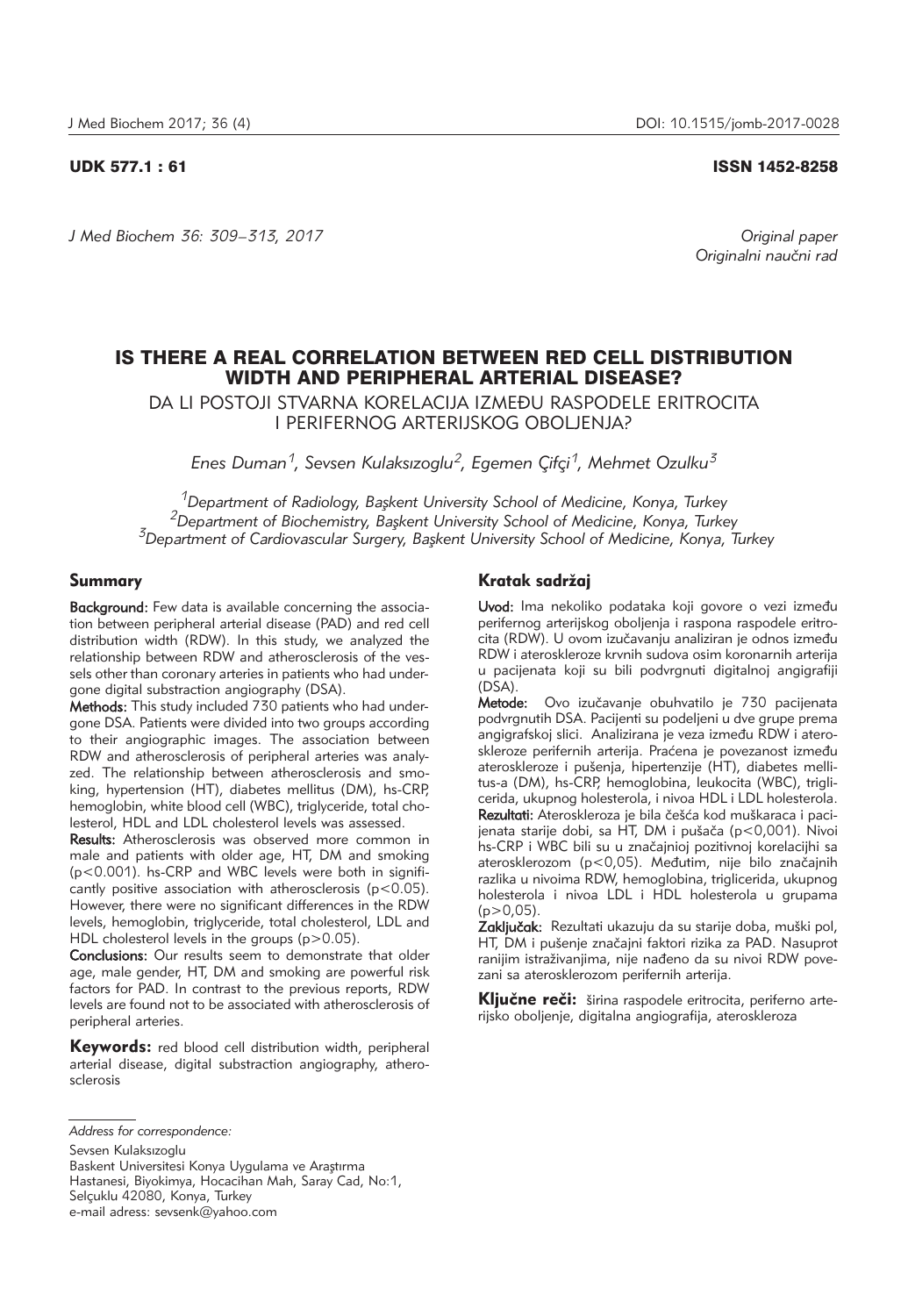UDK 577.1 : 61 ISSN 1452-8258

*J Med Biochem 36: 309–313, 2017*

*Original paper*
*Originalni naučni rad*

# IS THERE A REAL CORRELATION BETWEEN RED CELL DISTRIBUTION WIDTH AND PERIPHERAL ARTERIAL DISEASE?

DA LI POSTOJI STVARNA KORELACIJA IZMEĐU RASPODELE ERITROCITA I PERIFERNOG ARTERIJSKOG OBOLJENJA?

*Enes Duman[1], Sevsen Kulaksizoglu[2], Egemen Çifçi[1], Mehmet Ozulku[3]*

*[1]Department of Radiology, Başkent University School of Medicine, Konya, Turkey*
*[2]Department of Biochemistry, Başkent University School of Medicine, Konya, Turkey*
*[3]Department of Cardiovascular Surgery, Başkent University School of Medicine, Konya, Turkey*

## Summary

**Background:** Few data is available concerning the association between peripheral arterial disease (PAD) and red cell distribution width (RDW). In this study, we analyzed the relationship between RDW and atherosclerosis of the vessels other than coronary arteries in patients who had undergone digital substraction angiography (DSA).

**Methods:** This study included 730 patients who had undergone DSA. Patients were divided into two groups according to their angiographic images. The association between RDW and atherosclerosis of peripheral arteries was analyzed. The relationship between atherosclerosis and smoking, hypertension (HT), diabetes mellitus (DM), hs-CRP, hemoglobin, white blood cell (WBC), triglyceride, total cholesterol, HDL and LDL cholesterol levels was assessed.

**Results:** Atherosclerosis was observed more common in male and patients with older age, HT, DM and smoking ($p<0.001$). hs-CRP and WBC levels were both in significantly positive association with atherosclerosis ($p<0.05$). However, there were no significant differences in the RDW levels, hemoglobin, triglyceride, total cholesterol, LDL and HDL cholesterol levels in the groups ($p>0.05$).

**Conclusions:** Our results seem to demonstrate that older age, male gender, HT, DM and smoking are powerful risk factors for PAD. In contrast to the previous reports, RDW levels are found not to be associated with atherosclerosis of peripheral arteries.

**Keywords:** red blood cell distribution width, peripheral arterial disease, digital substraction angiography, atherosclerosis

## Kratak sadržaj

**Uvod:** Ima nekoliko podataka koji govore o vezi između perifernog arterijskog oboljenja i raspona raspodele eritrocita (RDW). U ovom izučavanju analiziran je odnos između RDW i ateroskleroze krvnih sudova osim koronarnih arterija u pacijenata koji su bili podvrgnuti digitalnoj angiografiji (DSA).

**Metode:** Ovo izučavanje obuhvatilo je 730 pacijenata podvrgnutih DSA. Pacijenti su podeljeni u dve grupe prema angigrafskoj slici. Analizirana je veza između RDW i ateroskleroze perifernih arterija. Praćena je povezanost između ateroskleroze i pušenja, hipertenzije (HT), diabetes mellitus-a (DM), hs-CRP, hemoglobina, leukocita (WBC), triglicerida, ukupnog holesterola, i nivoa HDL i LDL holesterola.

**Rezultati:** Ateroskleroza je bila češća kod muškaraca i pacijenata starije dobi, sa HT, DM i pušača ($p<0,001$). Nivoi hs-CRP i WBC bili su u značajnioj pozitivnoj korelacijhi sa aterosklerozom ($p<0,05$). Međutim, nije bilo značajnih razlika u nivoima RDW, hemoglobina, triglicerida, ukupnog holesterola i nivoa LDL i HDL holesterola u grupama ($p>0,05$).

**Zaključak:** Rezultati ukazuju da su starije doba, muški pol, HT, DM i pušenje značajni faktori rizika za PAD. Nasuprot ranijim istraživanjima, nije nađeno da su nivoi RDW povezani sa aterosklerozom perifernih arterija.

**Ključne reči:** širina raspodele eritrocita, periferno arterijsko oboljenje, digitalna angiografija, ateroskleroza

*Address for correspondence:*

Sevsen Kulaksızoglu
Baskent Universitesi Konya Uygulama ve Araştırma Hastanesi, Biyokimya, Hocacihan Mah, Saray Cad, No:1, Selçuklu 42080, Konya, Turkey
e-mail adress: sevsenk@yahoo.com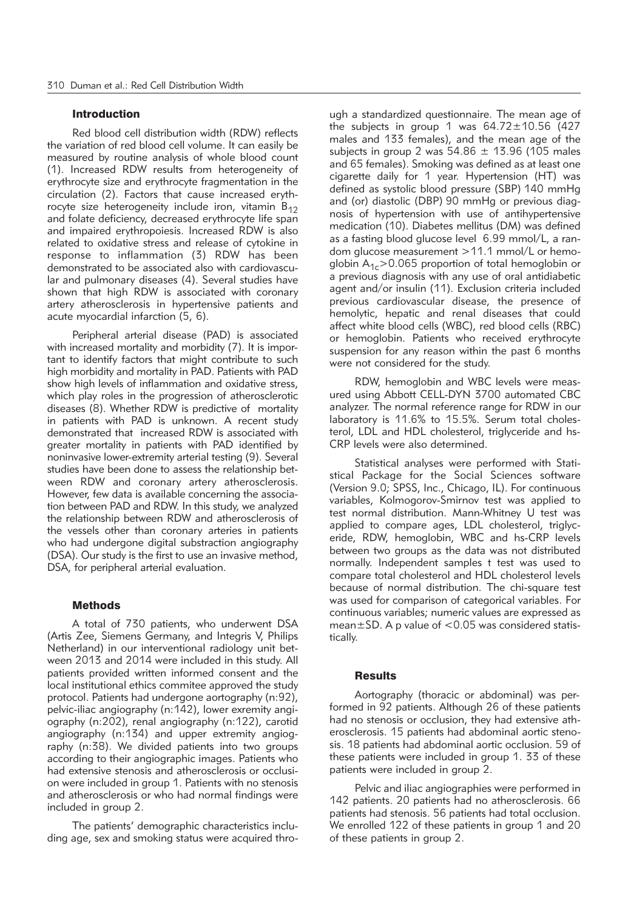## Introduction

Red blood cell distribution width (RDW) reflects the variation of red blood cell volume. It can easily be measured by routine analysis of whole blood count (1). Increased RDW results from heterogeneity of erythrocyte size and erythrocyte fragmentation in the circulation (2). Factors that cause increased erythrocyte size heterogeneity include iron, vitamin $B_{12}$ and folate deficiency, decreased erythrocyte life span and impaired erythropoiesis. Increased RDW is also related to oxidative stress and release of cytokine in response to inflammation (3) RDW has been demonstrated to be associated also with cardiovascular and pulmonary diseases (4). Several studies have shown that high RDW is associated with coronary artery atherosclerosis in hypertensive patients and acute myocardial infarction (5, 6).

Peripheral arterial disease (PAD) is associated with increased mortality and morbidity (7). It is important to identify factors that might contribute to such high morbidity and mortality in PAD. Patients with PAD show high levels of inflammation and oxidative stress, which play roles in the progression of atherosclerotic diseases (8). Whether RDW is predictive of mortality in patients with PAD is unknown. A recent study demonstrated that increased RDW is associated with greater mortality in patients with PAD identified by noninvasive lower-extremity arterial testing (9). Several studies have been done to assess the relationship between RDW and coronary artery atherosclerosis. However, few data is available concerning the association between PAD and RDW. In this study, we analyzed the relationship between RDW and atherosclerosis of the vessels other than coronary arteries in patients who had undergone digital substraction angiography (DSA). Our study is the first to use an invasive method, DSA, for peripheral arterial evaluation.

## Methods

A total of 730 patients, who underwent DSA (Artis Zee, Siemens Germany, and Integris V, Philips Netherland) in our interventional radiology unit between 2013 and 2014 were included in this study. All patients provided written informed consent and the local institutional ethics commitee approved the study protocol. Patients had undergone aortography (n:92), pelvic-iliac angiography (n:142), lower exremity angiography (n:202), renal angiography (n:122), carotid angiography (n:134) and upper extremity angiography (n:38). We divided patients into two groups according to their angiographic images. Patients who had extensive stenosis and atherosclerosis or occlusion were included in group 1. Patients with no stenosis and atherosclerosis or who had normal findings were included in group 2.

The patients' demographic characteristics including age, sex and smoking status were acquired through a standardized questionnaire. The mean age of the subjects in group 1 was 64.72±10.56 (427 males and 133 females), and the mean age of the subjects in group 2 was 54.86 ± 13.96 (105 males and 65 females). Smoking was defined as at least one cigarette daily for 1 year. Hypertension (HT) was defined as systolic blood pressure (SBP) 140 mmHg and (or) diastolic (DBP) 90 mmHg or previous diagnosis of hypertension with use of antihypertensive medication (10). Diabetes mellitus (DM) was defined as a fasting blood glucose level 6.99 mmol/L, a random glucose measurement >11.1 mmol/L or hemoglobin $A_{1c}$>0.065 proportion of total hemoglobin or a previous diagnosis with any use of oral antidiabetic agent and/or insulin (11). Exclusion criteria included previous cardiovascular disease, the presence of hemolytic, hepatic and renal diseases that could affect white blood cells (WBC), red blood cells (RBC) or hemoglobin. Patients who received erythrocyte suspension for any reason within the past 6 months were not considered for the study.

RDW, hemoglobin and WBC levels were measured using Abbott CELL-DYN 3700 automated CBC analyzer. The normal reference range for RDW in our laboratory is 11.6% to 15.5%. Serum total cholesterol, LDL and HDL cholesterol, triglyceride and hs-CRP levels were also determined.

Statistical analyses were performed with Statistical Package for the Social Sciences software (Version 9.0; SPSS, Inc., Chicago, IL). For continuous variables, Kolmogorov-Smirnov test was applied to test normal distribution. Mann-Whitney U test was applied to compare ages, LDL cholesterol, triglyceride, RDW, hemoglobin, WBC and hs-CRP levels between two groups as the data was not distributed normally. Independent samples t test was used to compare total cholesterol and HDL cholesterol levels because of normal distribution. The chi-square test was used for comparison of categorical variables. For continuous variables; numeric values are expressed as mean±SD. A p value of <0.05 was considered statistically.

## Results

Aortography (thoracic or abdominal) was performed in 92 patients. Although 26 of these patients had no stenosis or occlusion, they had extensive atherosclerosis. 15 patients had abdominal aortic stenosis. 18 patients had abdominal aortic occlusion. 59 of these patients were included in group 1. 33 of these patients were included in group 2.

Pelvic and iliac angiographies were performed in 142 patients. 20 patients had no atherosclerosis. 66 patients had stenosis. 56 patients had total occlusion. We enrolled 122 of these patients in group 1 and 20 of these patients in group 2.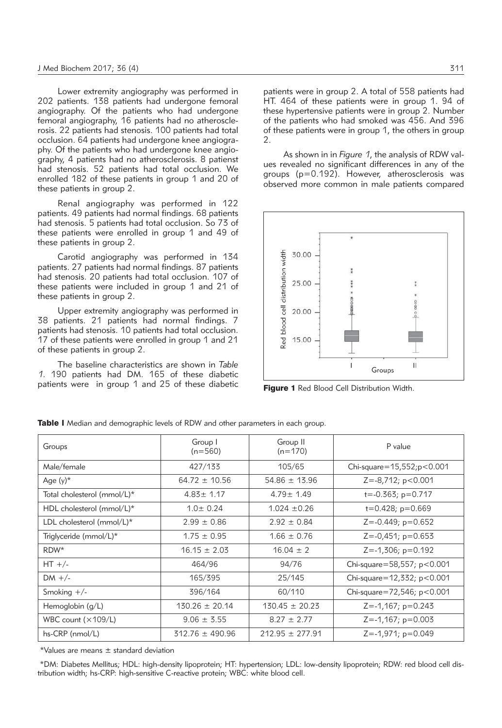Lower extremity angiography was performed in 202 patients. 138 patients had undergone femoral angiography. Of the patients who had undergone femoral angiography, 16 patients had no atherosclerosis. 22 patients had stenosis. 100 patients had total occlusion. 64 patients had undergone knee angiography. Of the patients who had undergone knee angiography, 4 patients had no atherosclerosis. 8 patienst had stenosis. 52 patients had total occlusion. We enrolled 182 of these patients in group 1 and 20 of these patients in group 2.

Renal angiography was performed in 122 patients. 49 patients had normal findings. 68 patients had stenosis. 5 patients had total occlusion. So 73 of these patients were enrolled in group 1 and 49 of these patients in group 2.

Carotid angiography was performed in 134 patients. 27 patients had normal findings. 87 patients had stenosis. 20 patients had total occlusion. 107 of these patients were included in group 1 and 21 of these patients in group 2.

Upper extremity angiography was performed in 38 patients. 21 patients had normal findings. 7 patients had stenosis. 10 patients had total occlusion. 17 of these patients were enrolled in group 1 and 21 of these patients in group 2.

The baseline characteristics are shown in *Table 1*. 190 patients had DM. 165 of these diabetic patients were in group 1 and 25 of these diabetic patients were in group 2. A total of 558 patients had HT. 464 of these patients were in group 1. 94 of these hypertensive patients were in group 2. Number of the patients who had smoked was 456. And 396 of these patients were in group 1, the others in group 2.

As shown in in *Figure 1*, the analysis of RDW values revealed no significant differences in any of the groups (p=0.192). However, atherosclerosis was observed more common in male patients compared

**Figure 1** Red Blood Cell Distribution Width.

**Table I** Median and demographic levels of RDW and other parameters in each group.

| Groups | Group I (n=560) | Group II (n=170) | P value |
|---|---|---|---|
| Male/female | 427/133 | 105/65 | Chi-square=15,552;p<0.001 |
| Age (y)* | 64.72 ± 10.56 | 54.86 ± 13.96 | Z=-8,712; p<0.001 |
| Total cholesterol (mmol/L)* | 4.83± 1.17 | 4.79± 1.49 | t=-0.363; p=0.717 |
| HDL cholesterol (mmol/L)* | 1.0± 0.24 | 1.024 ±0.26 | t=0.428; p=0.669 |
| LDL cholesterol (mmol/L)* | 2.99 ± 0.86 | 2.92 ± 0.84 | Z=-0.449; p=0.652 |
| Triglyceride (mmol/L)* | 1.75 ± 0.95 | 1.66 ± 0.76 | Z=-0,451; p=0.653 |
| RDW* | 16.15 ± 2.03 | 16.04 ± 2 | Z=-1,306; p=0.192 |
| HT +/- | 464/96 | 94/76 | Chi-square=58,557; p<0.001 |
| DM +/- | 165/395 | 25/145 | Chi-square=12,332; p<0.001 |
| Smoking +/- | 396/164 | 60/110 | Chi-square=72,546; p<0.001 |
| Hemoglobin (g/L) | 130.26 ± 20.14 | 130.45 ± 20.23 | Z=-1,167; p=0.243 |
| WBC count (×109/L) | 9.06 ± 3.55 | 8.27 ± 2.77 | Z=-1,167; p=0.003 |
| hs-CRP (nmol/L) | 312.76 ± 490.96 | 212.95 ± 277.91 | Z=-1,971; p=0.049 |

*Values are means ± standard deviation

*DM: Diabetes Mellitus; HDL: high-density lipoprotein; HT: hypertension; LDL: low-density lipoprotein; RDW: red blood cell distribution width; hs-CRP: high-sensitive C-reactive protein; WBC: white blood cell.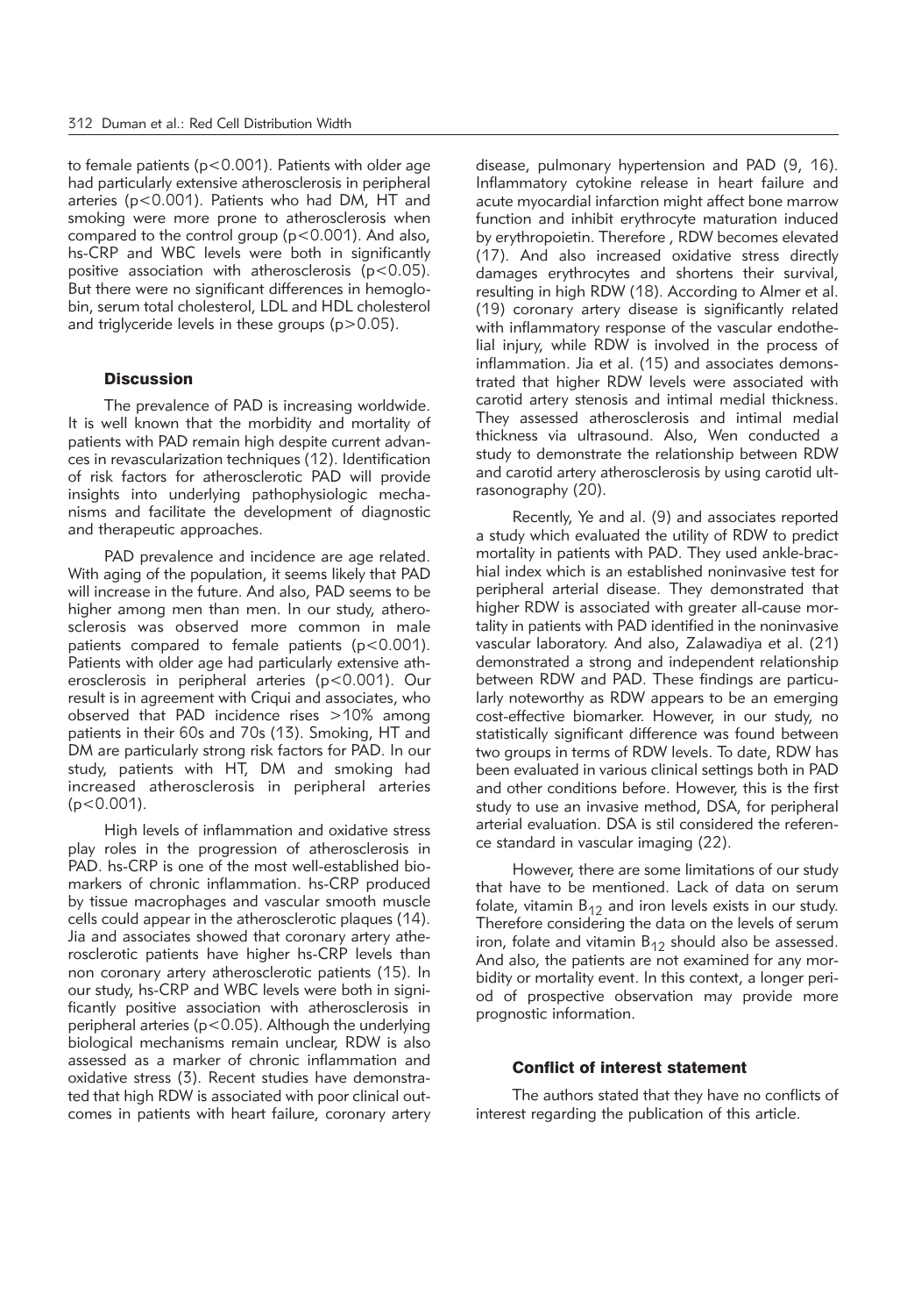to female patients ($p<0.001$). Patients with older age had particularly extensive atherosclerosis in peripheral arteries ($p<0.001$). Patients who had DM, HT and smoking were more prone to atherosclerosis when compared to the control group ($p<0.001$). And also, hs-CRP and WBC levels were both in significantly positive association with atherosclerosis ($p<0.05$). But there were no significant differences in hemoglobin, serum total cholesterol, LDL and HDL cholesterol and triglyceride levels in these groups ($p>0.05$).

## Discussion

The prevalence of PAD is increasing worldwide. It is well known that the morbidity and mortality of patients with PAD remain high despite current advances in revascularization techniques (12). Identification of risk factors for atherosclerotic PAD will provide insights into underlying pathophysiologic mechanisms and facilitate the development of diagnostic and therapeutic approaches.

PAD prevalence and incidence are age related. With aging of the population, it seems likely that PAD will increase in the future. And also, PAD seems to be higher among men than men. In our study, atherosclerosis was observed more common in male patients compared to female patients ($p<0.001$). Patients with older age had particularly extensive atherosclerosis in peripheral arteries ($p<0.001$). Our result is in agreement with Criqui and associates, who observed that PAD incidence rises >10% among patients in their 60s and 70s (13). Smoking, HT and DM are particularly strong risk factors for PAD. In our study, patients with HT, DM and smoking had increased atherosclerosis in peripheral arteries ($p<0.001$).

High levels of inflammation and oxidative stress play roles in the progression of atherosclerosis in PAD. hs-CRP is one of the most well-established biomarkers of chronic inflammation. hs-CRP produced by tissue macrophages and vascular smooth muscle cells could appear in the atherosclerotic plaques (14). Jia and associates showed that coronary artery atherosclerotic patients have higher hs-CRP levels than non coronary artery atherosclerotic patients (15). In our study, hs-CRP and WBC levels were both in significantly positive association with atherosclerosis in peripheral arteries ($p<0.05$). Although the underlying biological mechanisms remain unclear, RDW is also assessed as a marker of chronic inflammation and oxidative stress (3). Recent studies have demonstrated that high RDW is associated with poor clinical outcomes in patients with heart failure, coronary artery disease, pulmonary hypertension and PAD (9, 16). Inflammatory cytokine release in heart failure and acute myocardial infarction might affect bone marrow function and inhibit erythrocyte maturation induced by erythropoietin. Therefore , RDW becomes elevated (17). And also increased oxidative stress directly damages erythrocytes and shortens their survival, resulting in high RDW (18). According to Almer et al. (19) coronary artery disease is significantly related with inflammatory response of the vascular endothelial injury, while RDW is involved in the process of inflammation. Jia et al. (15) and associates demonstrated that higher RDW levels were associated with carotid artery stenosis and intimal medial thickness. They assessed atherosclerosis and intimal medial thickness via ultrasound. Also, Wen conducted a study to demonstrate the relationship between RDW and carotid artery atherosclerosis by using carotid ultrasonography (20).

Recently, Ye and al. (9) and associates reported a study which evaluated the utility of RDW to predict mortality in patients with PAD. They used ankle-brachial index which is an established noninvasive test for peripheral arterial disease. They demonstrated that higher RDW is associated with greater all-cause mortality in patients with PAD identified in the noninvasive vascular laboratory. And also, Zalawadiya et al. (21) demonstrated a strong and independent relationship between RDW and PAD. These findings are particularly noteworthy as RDW appears to be an emerging cost-effective biomarker. However, in our study, no statistically significant difference was found between two groups in terms of RDW levels. To date, RDW has been evaluated in various clinical settings both in PAD and other conditions before. However, this is the first study to use an invasive method, DSA, for peripheral arterial evaluation. DSA is stil considered the reference standard in vascular imaging (22).

However, there are some limitations of our study that have to be mentioned. Lack of data on serum folate, vitamin $B_{12}$ and iron levels exists in our study. Therefore considering the data on the levels of serum iron, folate and vitamin $B_{12}$ should also be assessed. And also, the patients are not examined for any morbidity or mortality event. In this context, a longer period of prospective observation may provide more prognostic information.

### Conflict of interest statement

The authors stated that they have no conflicts of interest regarding the publication of this article.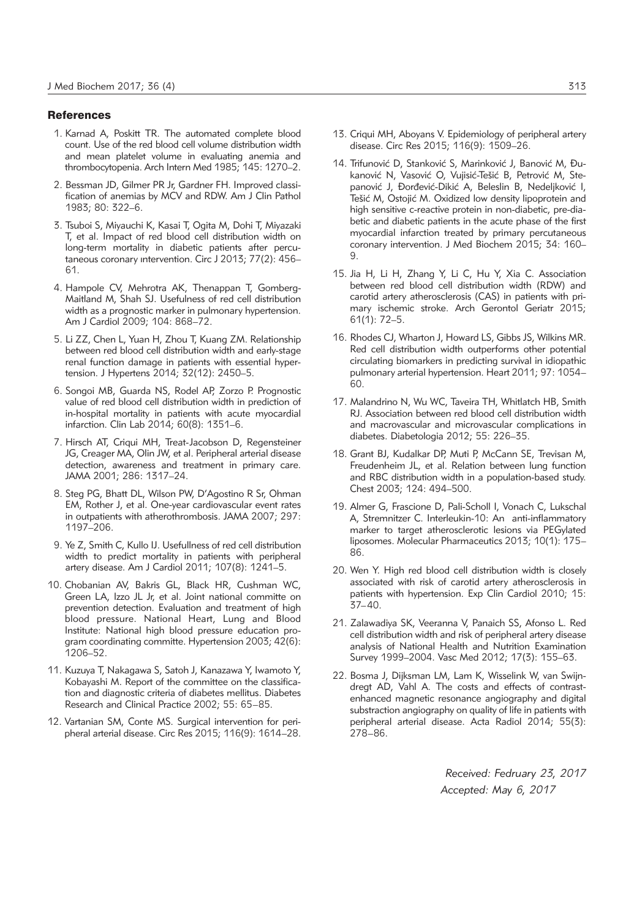## References

1. Karnad A, Poskitt TR. The automated complete blood count. Use of the red blood cell volume distribution width and mean platelet volume in evaluating anemia and thrombocytopenia. Arch Intern Med 1985; 145: 1270–2.
2. Bessman JD, Gilmer PR Jr, Gardner FH. Improved classification of anemias by MCV and RDW. Am J Clin Pathol 1983; 80: 322–6.
3. Tsuboi S, Miyauchi K, Kasai T, Ogita M, Dohi T, Miyazaki T, et al. Impact of red blood cell distribution width on long-term mortality in diabetic patients after percutaneous coronary ıntervention. Circ J 2013; 77(2): 456–61.
4. Hampole CV, Mehrotra AK, Thenappan T, Gomberg-Maitland M, Shah SJ. Usefulness of red cell distribution width as a prognostic marker in pulmonary hypertension. Am J Cardiol 2009; 104: 868–72.
5. Li ZZ, Chen L, Yuan H, Zhou T, Kuang ZM. Relationship between red blood cell distribution width and early-stage renal function damage in patients with essential hypertension. J Hypertens 2014; 32(12): 2450–5.
6. Songoi MB, Guarda NS, Rodel AP, Zorzo P. Prognostic value of red blood cell distribution width in prediction of in-hospital mortality in patients with acute myocardial infarction. Clin Lab 2014; 60(8): 1351–6.
7. Hirsch AT, Criqui MH, Treat-Jacobson D, Regensteiner JG, Creager MA, Olin JW, et al. Peripheral arterial disease detection, awareness and treatment in primary care. JAMA 2001; 286: 1317–24.
8. Steg PG, Bhatt DL, Wilson PW, D'Agostino R Sr, Ohman EM, Rother J, et al. One-year cardiovascular event rates in outpatients with atherothrombosis. JAMA 2007; 297: 1197–206.
9. Ye Z, Smith C, Kullo IJ. Usefullness of red cell distribution width to predict mortality in patients with peripheral artery disease. Am J Cardiol 2011; 107(8): 1241–5.
10. Chobanian AV, Bakris GL, Black HR, Cushman WC, Green LA, Izzo JL Jr, et al. Joint national committe on prevention detection. Evaluation and treatment of high blood pressure. National Heart, Lung and Blood Institute: National high blood pressure education program coordinating committe. Hypertension 2003; 42(6): 1206–52.
11. Kuzuya T, Nakagawa S, Satoh J, Kanazawa Y, Iwamoto Y, Kobayashi M. Report of the committee on the classification and diagnostic criteria of diabetes mellitus. Diabetes Research and Clinical Practice 2002; 55: 65–85.
12. Vartanian SM, Conte MS. Surgical intervention for peripheral arterial disease. Circ Res 2015; 116(9): 1614–28.
13. Criqui MH, Aboyans V. Epidemiology of peripheral artery disease. Circ Res 2015; 116(9): 1509–26.
14. Trifunović D, Stanković S, Marinković J, Banović M, Đukanović N, Vasović O, Vujisić-Tešić B, Petrović M, Stepanović J, Đorđević-Dikić A, Beleslin B, Nedeljković I, Tešić M, Ostojić M. Oxidized low density lipoprotein and high sensitive c-reactive protein in non-diabetic, pre-diabetic and diabetic patients in the acute phase of the first myocardial infarction treated by primary percutaneous coronary intervention. J Med Biochem 2015; 34: 160–9.
15. Jia H, Li H, Zhang Y, Li C, Hu Y, Xia C. Association between red blood cell distribution width (RDW) and carotid artery atherosclerosis (CAS) in patients with primary ischemic stroke. Arch Gerontol Geriatr 2015; 61(1): 72–5.
16. Rhodes CJ, Wharton J, Howard LS, Gibbs JS, Wilkins MR. Red cell distribution width outperforms other potential circulating biomarkers in predicting survival in idiopathic pulmonary arterial hypertension. Heart 2011; 97: 1054–60.
17. Malandrino N, Wu WC, Taveira TH, Whitlatch HB, Smith RJ. Association between red blood cell distribution width and macrovascular and microvascular complications in diabetes. Diabetologia 2012; 55: 226–35.
18. Grant BJ, Kudalkar DP, Muti P, McCann SE, Trevisan M, Freudenheim JL, et al. Relation between lung function and RBC distribution width in a population-based study. Chest 2003; 124: 494–500.
19. Almer G, Frascione D, Pali-Scholl I, Vonach C, Lukschal A, Stremnitzer C. Interleukin-10: An anti-inflammatory marker to target atherosclerotic lesions via PEGylated liposomes. Molecular Pharmaceutics 2013; 10(1): 175–86.
20. Wen Y. High red blood cell distribution width is closely associated with risk of carotid artery atherosclerosis in patients with hypertension. Exp Clin Cardiol 2010; 15: 37–40.
21. Zalawadiya SK, Veeranna V, Panaich SS, Afonso L. Red cell distribution width and risk of peripheral artery disease analysis of National Health and Nutrition Examination Survey 1999–2004. Vasc Med 2012; 17(3): 155–63.
22. Bosma J, Dijksman LM, Lam K, Wisselink W, van Swijndregt AD, Vahl A. The costs and effects of contrast-enhanced magnetic resonance angiography and digital substraction angiography on quality of life in patients with peripheral arterial disease. Acta Radiol 2014; 55(3): 278–86.

*Received: February 23, 2017*
*Accepted: May 6, 2017*